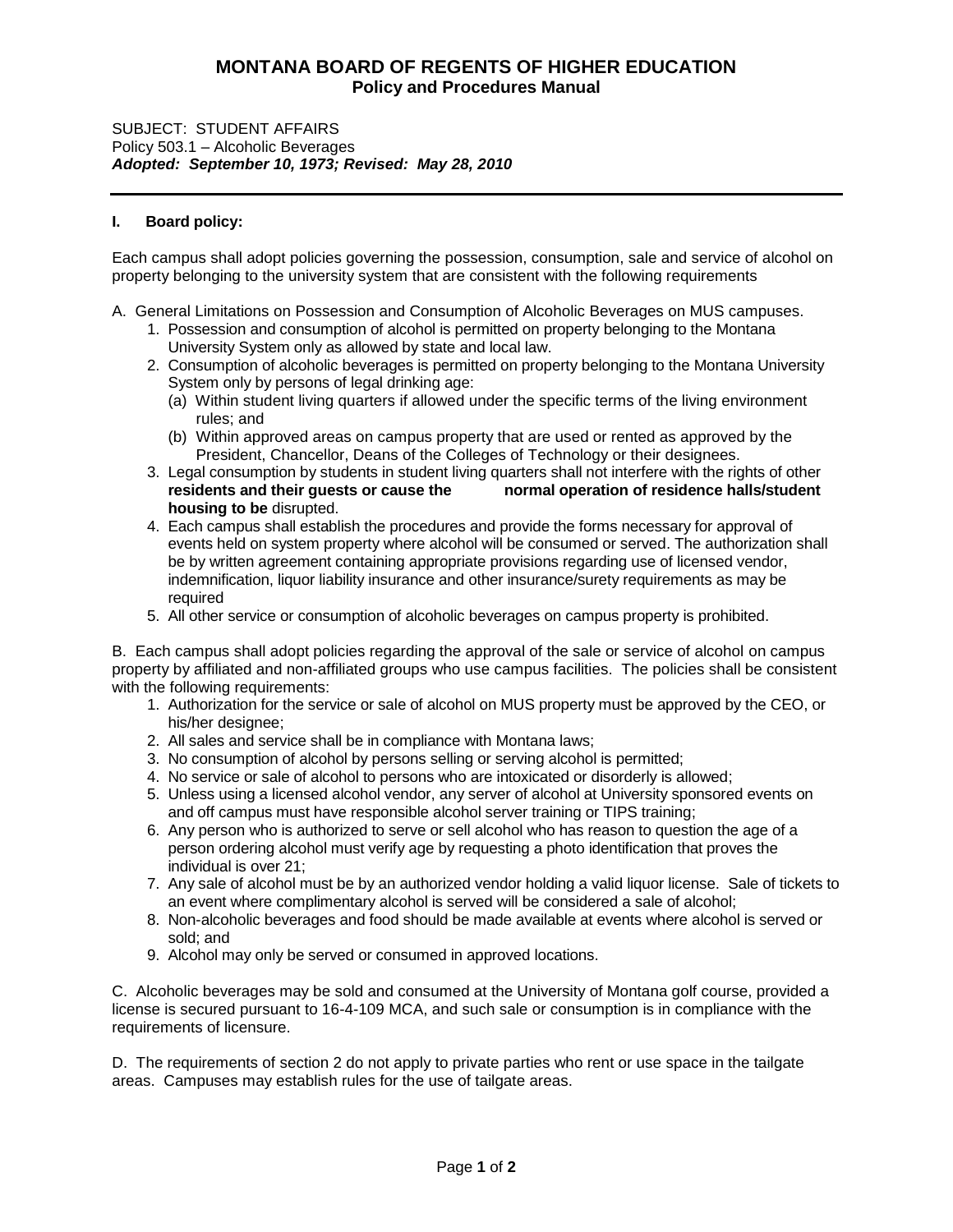# MONTANA BOARD OF REGENTS OF HIGHER EDUCATION
## Policy and Procedures Manual

SUBJECT: STUDENT AFFAIRS
Policy 503.1 – Alcoholic Beverages
***Adopted: September 10, 1973; Revised: May 28, 2010***

---

**I. Board policy:**

Each campus shall adopt policies governing the possession, consumption, sale and service of alcohol on property belonging to the university system that are consistent with the following requirements

A. General Limitations on Possession and Consumption of Alcoholic Beverages on MUS campuses.

1. Possession and consumption of alcohol is permitted on property belonging to the Montana University System only as allowed by state and local law.
2. Consumption of alcoholic beverages is permitted on property belonging to the Montana University System only by persons of legal drinking age:
   (a) Within student living quarters if allowed under the specific terms of the living environment rules; and
   (b) Within approved areas on campus property that are used or rented as approved by the President, Chancellor, Deans of the Colleges of Technology or their designees.
3. Legal consumption by students in student living quarters shall not interfere with the rights of other **residents and their guests or cause the normal operation of residence halls/student housing to be** disrupted.
4. Each campus shall establish the procedures and provide the forms necessary for approval of events held on system property where alcohol will be consumed or served. The authorization shall be by written agreement containing appropriate provisions regarding use of licensed vendor, indemnification, liquor liability insurance and other insurance/surety requirements as may be required
5. All other service or consumption of alcoholic beverages on campus property is prohibited.

B. Each campus shall adopt policies regarding the approval of the sale or service of alcohol on campus property by affiliated and non-affiliated groups who use campus facilities. The policies shall be consistent with the following requirements:

1. Authorization for the service or sale of alcohol on MUS property must be approved by the CEO, or his/her designee;
2. All sales and service shall be in compliance with Montana laws;
3. No consumption of alcohol by persons selling or serving alcohol is permitted;
4. No service or sale of alcohol to persons who are intoxicated or disorderly is allowed;
5. Unless using a licensed alcohol vendor, any server of alcohol at University sponsored events on and off campus must have responsible alcohol server training or TIPS training;
6. Any person who is authorized to serve or sell alcohol who has reason to question the age of a person ordering alcohol must verify age by requesting a photo identification that proves the individual is over 21;
7. Any sale of alcohol must be by an authorized vendor holding a valid liquor license. Sale of tickets to an event where complimentary alcohol is served will be considered a sale of alcohol;
8. Non-alcoholic beverages and food should be made available at events where alcohol is served or sold; and
9. Alcohol may only be served or consumed in approved locations.

C. Alcoholic beverages may be sold and consumed at the University of Montana golf course, provided a license is secured pursuant to 16-4-109 MCA, and such sale or consumption is in compliance with the requirements of licensure.

D. The requirements of section 2 do not apply to private parties who rent or use space in the tailgate areas. Campuses may establish rules for the use of tailgate areas.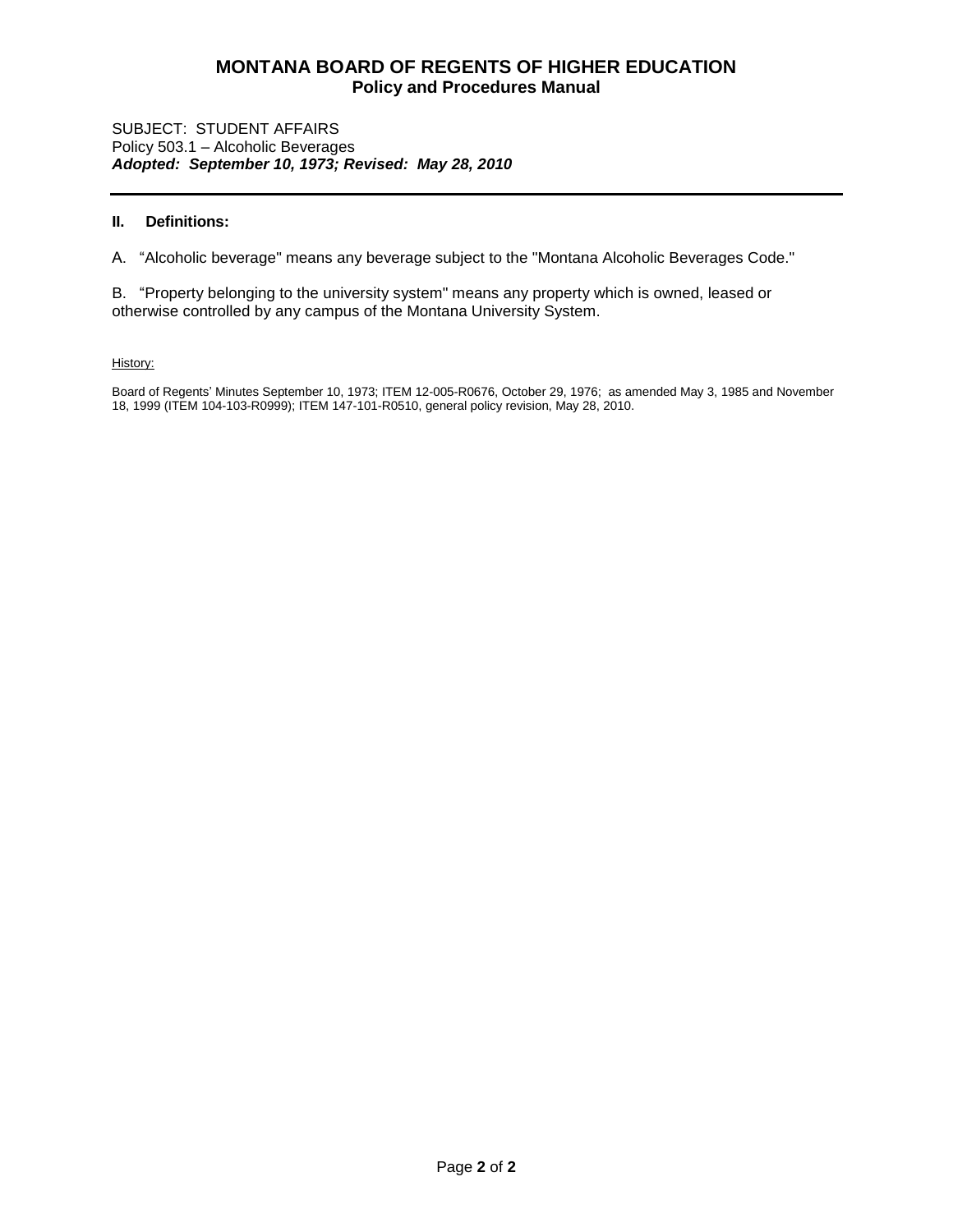## II. Definitions:

A. "Alcoholic beverage" means any beverage subject to the "Montana Alcoholic Beverages Code."

B. "Property belonging to the university system" means any property which is owned, leased or otherwise controlled by any campus of the Montana University System.

History:

Board of Regents' Minutes September 10, 1973; ITEM 12-005-R0676, October 29, 1976; as amended May 3, 1985 and November 18, 1999 (ITEM 104-103-R0999); ITEM 147-101-R0510, general policy revision, May 28, 2010.